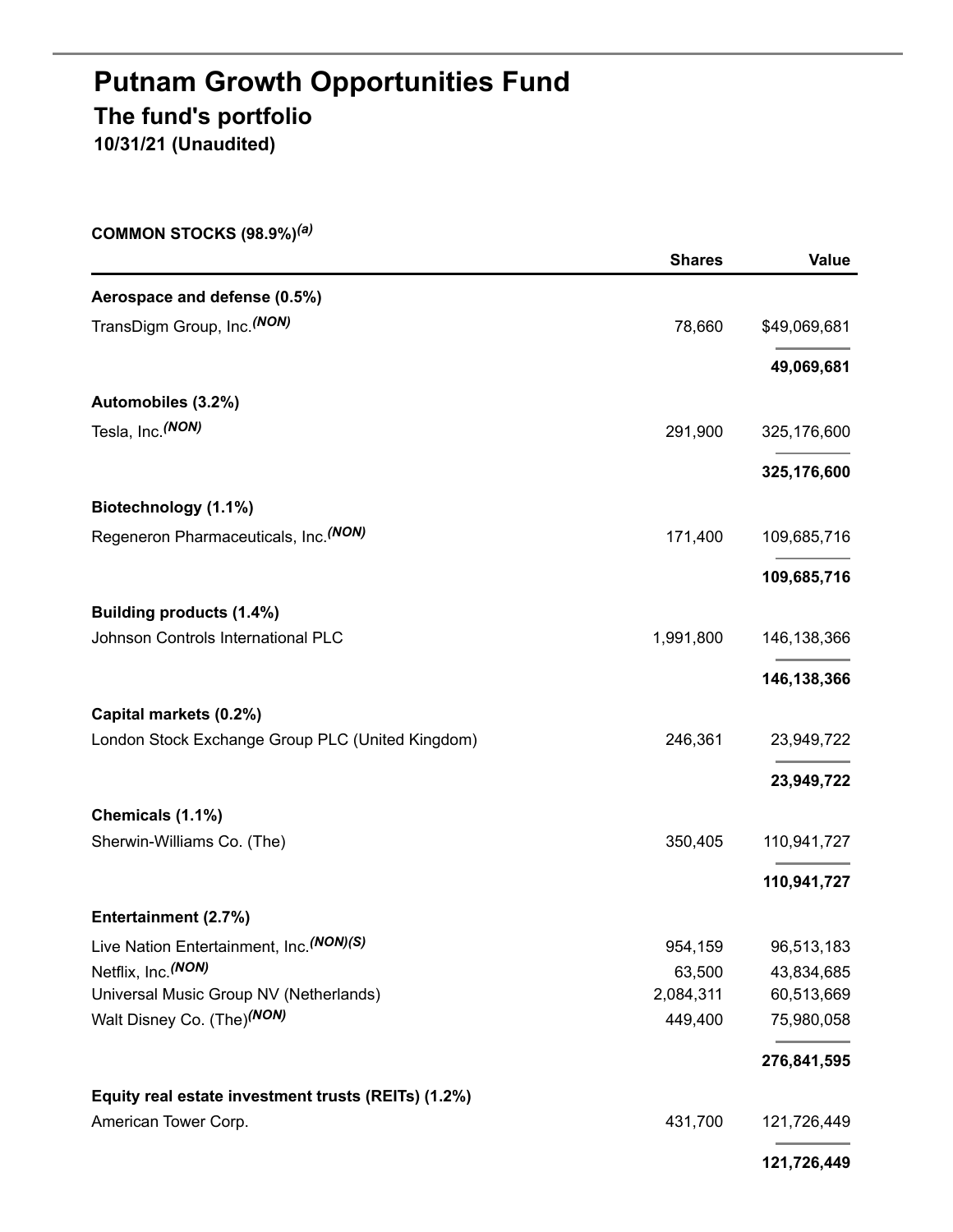# Putnam Growth Opportunities Fund

## The fund's portfolio

### 10/31/21 (Unaudited)

| COMMON STOCKS (98.9%)[(a)] | Shares | Value |
|---|---|---|
| **Aerospace and defense (0.5%)** | | |
| TransDigm Group, Inc.[(NON)] | 78,660 | $49,069,681 |
| | | **49,069,681** |
| **Automobiles (3.2%)** | | |
| Tesla, Inc.[(NON)] | 291,900 | 325,176,600 |
| | | **325,176,600** |
| **Biotechnology (1.1%)** | | |
| Regeneron Pharmaceuticals, Inc.[(NON)] | 171,400 | 109,685,716 |
| | | **109,685,716** |
| **Building products (1.4%)** | | |
| Johnson Controls International PLC | 1,991,800 | 146,138,366 |
| | | **146,138,366** |
| **Capital markets (0.2%)** | | |
| London Stock Exchange Group PLC (United Kingdom) | 246,361 | 23,949,722 |
| | | **23,949,722** |
| **Chemicals (1.1%)** | | |
| Sherwin-Williams Co. (The) | 350,405 | 110,941,727 |
| | | **110,941,727** |
| **Entertainment (2.7%)** | | |
| Live Nation Entertainment, Inc.[(NON)(S)] | 954,159 | 96,513,183 |
| Netflix, Inc.[(NON)] | 63,500 | 43,834,685 |
| Universal Music Group NV (Netherlands) | 2,084,311 | 60,513,669 |
| Walt Disney Co. (The)[(NON)] | 449,400 | 75,980,058 |
| | | **276,841,595** |
| **Equity real estate investment trusts (REITs) (1.2%)** | | |
| American Tower Corp. | 431,700 | 121,726,449 |
| | | **121,726,449** |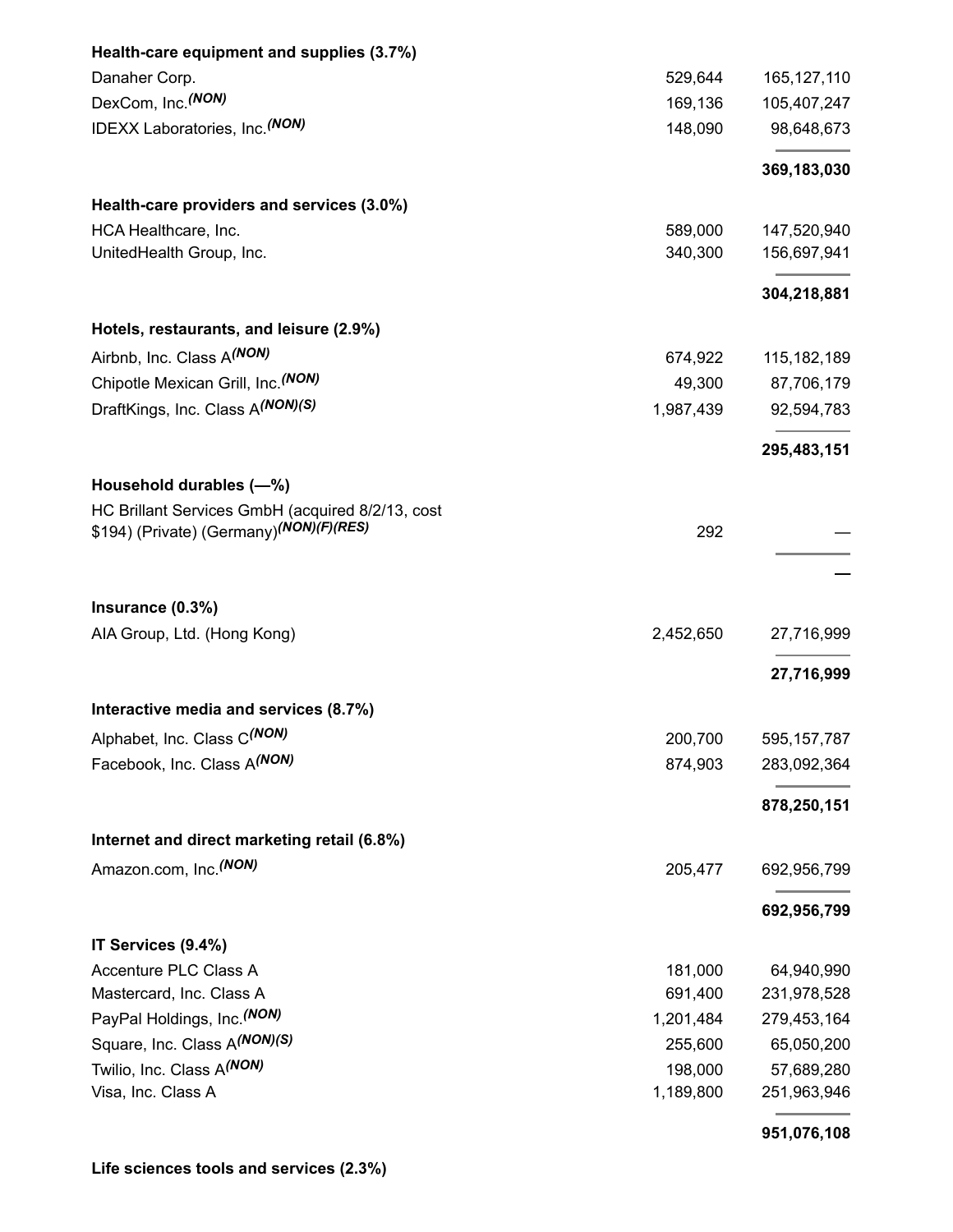| | | |
|---|---|---|
| **Health-care equipment and supplies (3.7%)** | | |
| Danaher Corp. | 529,644 | 165,127,110 |
| DexCom, Inc.*(NON)* | 169,136 | 105,407,247 |
| IDEXX Laboratories, Inc.*(NON)* | 148,090 | 98,648,673 |
| | | **369,183,030** |
| **Health-care providers and services (3.0%)** | | |
| HCA Healthcare, Inc. | 589,000 | 147,520,940 |
| UnitedHealth Group, Inc. | 340,300 | 156,697,941 |
| | | **304,218,881** |
| **Hotels, restaurants, and leisure (2.9%)** | | |
| Airbnb, Inc. Class A*(NON)* | 674,922 | 115,182,189 |
| Chipotle Mexican Grill, Inc.*(NON)* | 49,300 | 87,706,179 |
| DraftKings, Inc. Class A*(NON)(S)* | 1,987,439 | 92,594,783 |
| | | **295,483,151** |
| **Household durables (—%)** | | |
| HC Brillant Services GmbH (acquired 8/2/13, cost $194) (Private) (Germany)*(NON)(F)(RES)* | 292 | — |
| | | **—** |
| **Insurance (0.3%)** | | |
| AIA Group, Ltd. (Hong Kong) | 2,452,650 | 27,716,999 |
| | | **27,716,999** |
| **Interactive media and services (8.7%)** | | |
| Alphabet, Inc. Class C*(NON)* | 200,700 | 595,157,787 |
| Facebook, Inc. Class A*(NON)* | 874,903 | 283,092,364 |
| | | **878,250,151** |
| **Internet and direct marketing retail (6.8%)** | | |
| Amazon.com, Inc.*(NON)* | 205,477 | 692,956,799 |
| | | **692,956,799** |
| **IT Services (9.4%)** | | |
| Accenture PLC Class A | 181,000 | 64,940,990 |
| Mastercard, Inc. Class A | 691,400 | 231,978,528 |
| PayPal Holdings, Inc.*(NON)* | 1,201,484 | 279,453,164 |
| Square, Inc. Class A*(NON)(S)* | 255,600 | 65,050,200 |
| Twilio, Inc. Class A*(NON)* | 198,000 | 57,689,280 |
| Visa, Inc. Class A | 1,189,800 | 251,963,946 |
| | | **951,076,108** |
| **Life sciences tools and services (2.3%)** | | |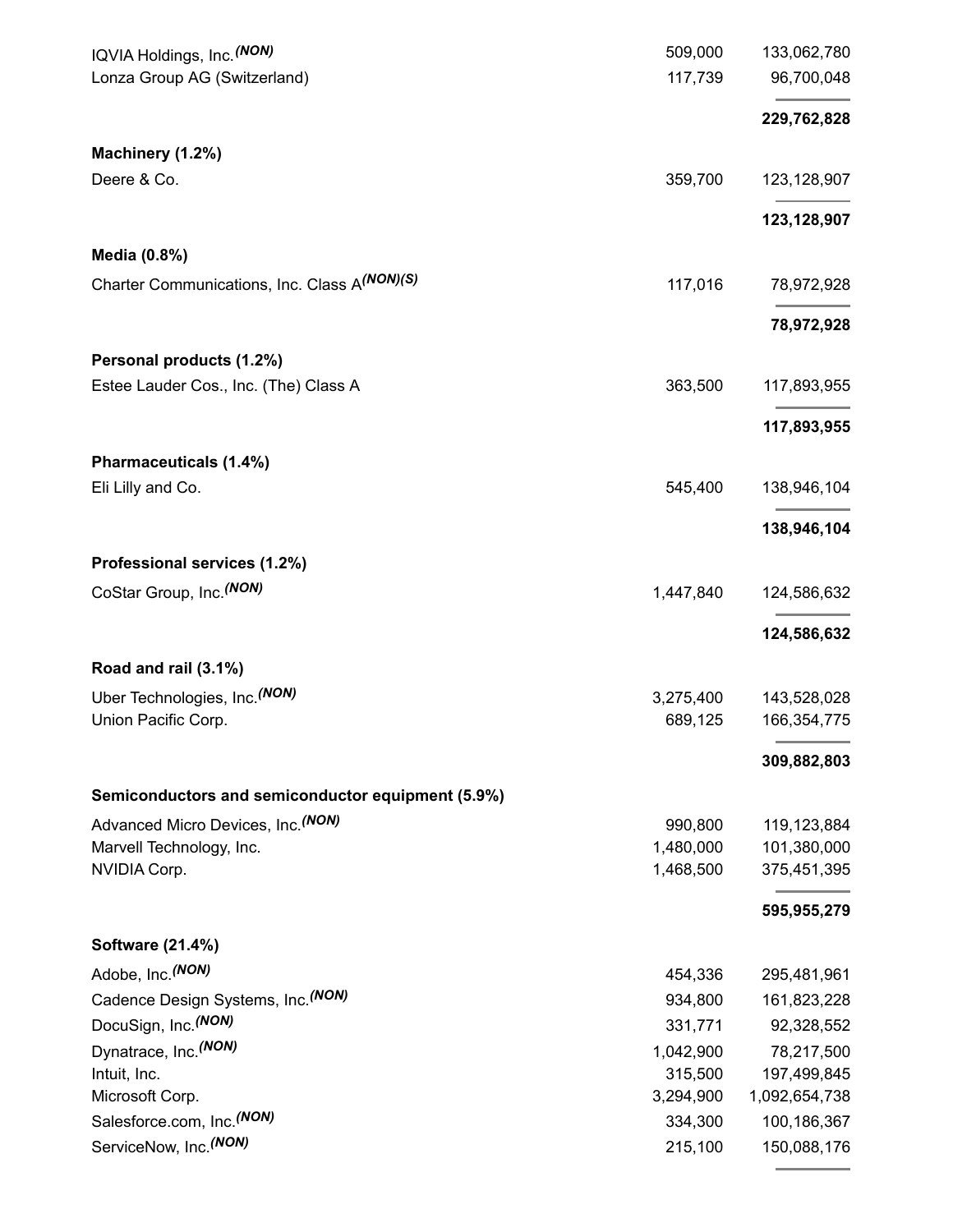| | | |
|---|---|---|
| IQVIA Holdings, Inc.(NON) | 509,000 | 133,062,780 |
| Lonza Group AG (Switzerland) | 117,739 | 96,700,048 |
| | | **229,762,828** |
| **Machinery (1.2%)** | | |
| Deere & Co. | 359,700 | 123,128,907 |
| | | **123,128,907** |
| **Media (0.8%)** | | |
| Charter Communications, Inc. Class A(NON)(S) | 117,016 | 78,972,928 |
| | | **78,972,928** |
| **Personal products (1.2%)** | | |
| Estee Lauder Cos., Inc. (The) Class A | 363,500 | 117,893,955 |
| | | **117,893,955** |
| **Pharmaceuticals (1.4%)** | | |
| Eli Lilly and Co. | 545,400 | 138,946,104 |
| | | **138,946,104** |
| **Professional services (1.2%)** | | |
| CoStar Group, Inc.(NON) | 1,447,840 | 124,586,632 |
| | | **124,586,632** |
| **Road and rail (3.1%)** | | |
| Uber Technologies, Inc.(NON) | 3,275,400 | 143,528,028 |
| Union Pacific Corp. | 689,125 | 166,354,775 |
| | | **309,882,803** |
| **Semiconductors and semiconductor equipment (5.9%)** | | |
| Advanced Micro Devices, Inc.(NON) | 990,800 | 119,123,884 |
| Marvell Technology, Inc. | 1,480,000 | 101,380,000 |
| NVIDIA Corp. | 1,468,500 | 375,451,395 |
| | | **595,955,279** |
| **Software (21.4%)** | | |
| Adobe, Inc.(NON) | 454,336 | 295,481,961 |
| Cadence Design Systems, Inc.(NON) | 934,800 | 161,823,228 |
| DocuSign, Inc.(NON) | 331,771 | 92,328,552 |
| Dynatrace, Inc.(NON) | 1,042,900 | 78,217,500 |
| Intuit, Inc. | 315,500 | 197,499,845 |
| Microsoft Corp. | 3,294,900 | 1,092,654,738 |
| Salesforce.com, Inc.(NON) | 334,300 | 100,186,367 |
| ServiceNow, Inc.(NON) | 215,100 | 150,088,176 |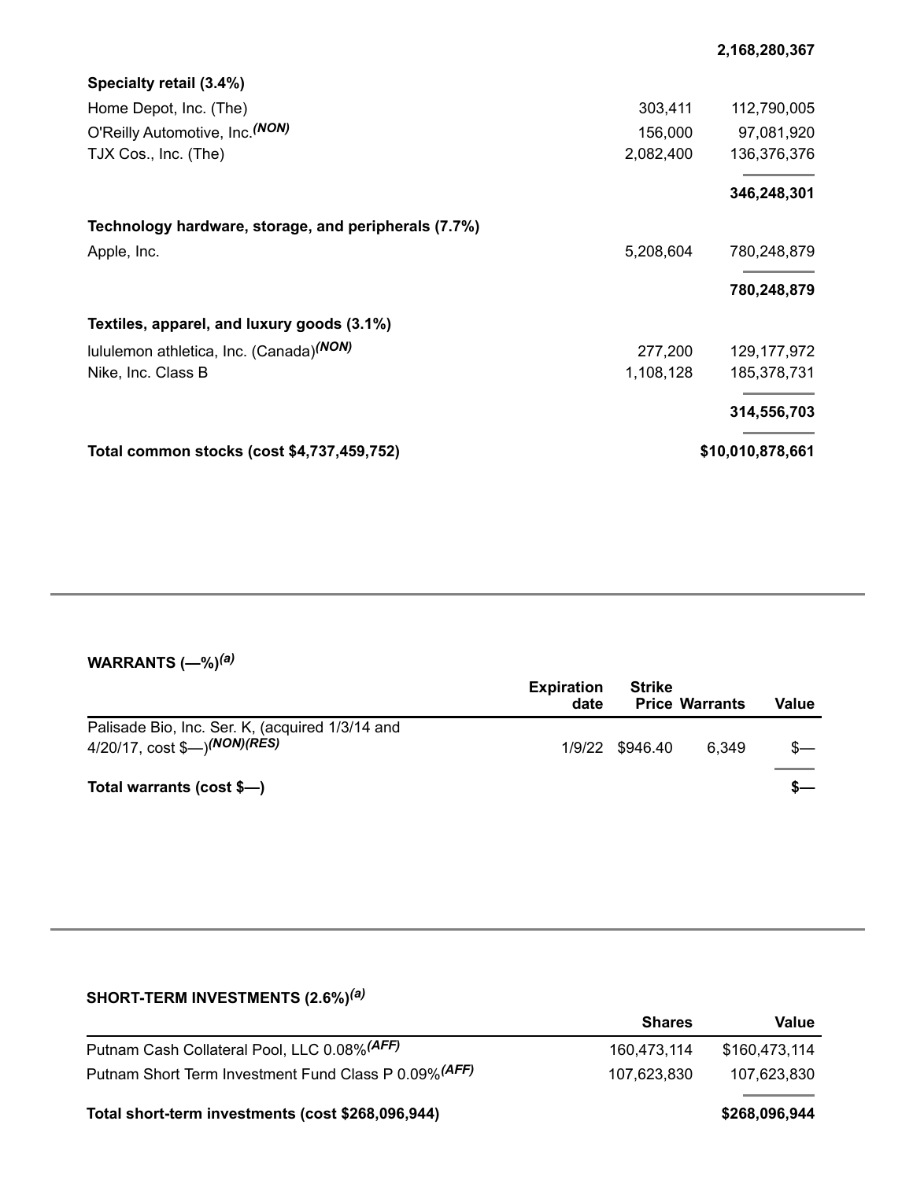| | | |
|---|---|---|
| | | **2,168,280,367** |
| **Specialty retail (3.4%)** | | |
| Home Depot, Inc. (The) | 303,411 | 112,790,005 |
| O'Reilly Automotive, Inc.*(NON)* | 156,000 | 97,081,920 |
| TJX Cos., Inc. (The) | 2,082,400 | 136,376,376 |
| | | **346,248,301** |
| **Technology hardware, storage, and peripherals (7.7%)** | | |
| Apple, Inc. | 5,208,604 | 780,248,879 |
| | | **780,248,879** |
| **Textiles, apparel, and luxury goods (3.1%)** | | |
| lululemon athletica, Inc. (Canada)*(NON)* | 277,200 | 129,177,972 |
| Nike, Inc. Class B | 1,108,128 | 185,378,731 |
| | | **314,556,703** |
| **Total common stocks (cost $4,737,459,752)** | | **$10,010,878,661** |

**WARRANTS (—%)*(a)***

| | Expiration date | Strike Price | Warrants | Value |
|---|---|---|---|---|
| Palisade Bio, Inc. Ser. K, (acquired 1/3/14 and 4/20/17, cost $—)*(NON)(RES)* | 1/9/22 | $946.40 | 6,349 | $— |
| **Total warrants (cost $—)** | | | | **$—** |

**SHORT-TERM INVESTMENTS (2.6%)*(a)***

| | Shares | Value |
|---|---|---|
| Putnam Cash Collateral Pool, LLC 0.08%*(AFF)* | 160,473,114 | $160,473,114 |
| Putnam Short Term Investment Fund Class P 0.09%*(AFF)* | 107,623,830 | 107,623,830 |
| **Total short-term investments (cost $268,096,944)** | | **$268,096,944** |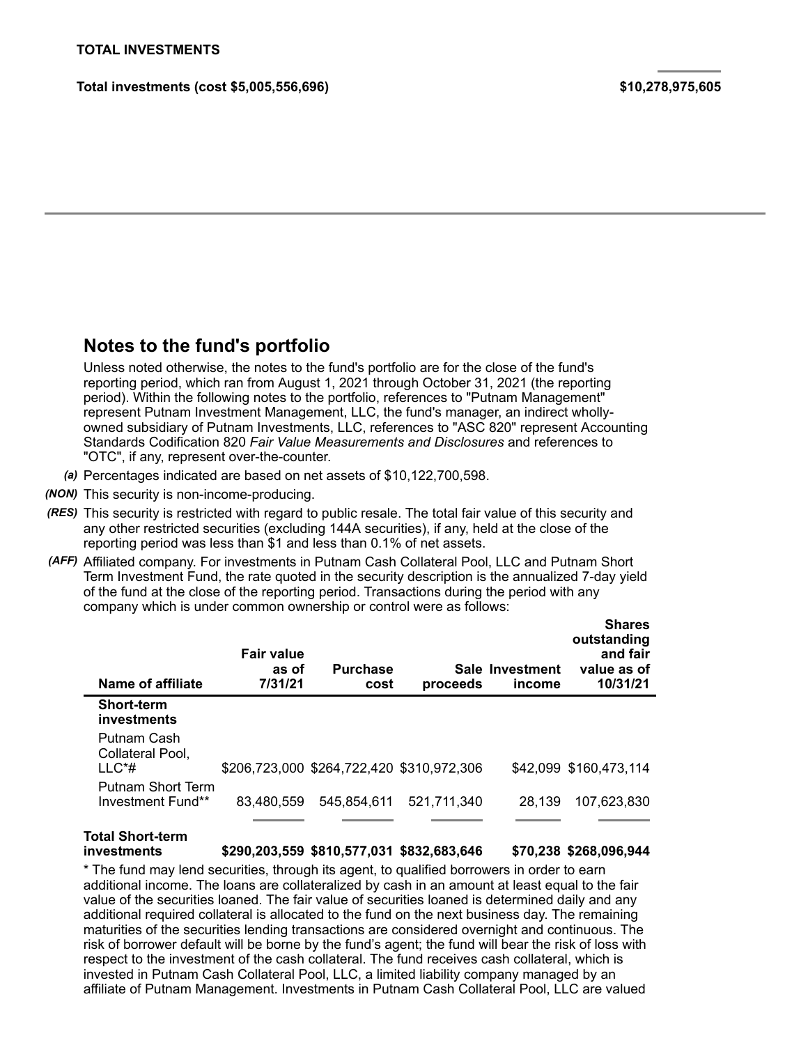**TOTAL INVESTMENTS**

| | |
|---|---|
| **Total investments (cost $5,005,556,696)** | **$10,278,975,605** |

## Notes to the fund's portfolio

Unless noted otherwise, the notes to the fund's portfolio are for the close of the fund's reporting period, which ran from August 1, 2021 through October 31, 2021 (the reporting period). Within the following notes to the portfolio, references to "Putnam Management" represent Putnam Investment Management, LLC, the fund's manager, an indirect wholly-owned subsidiary of Putnam Investments, LLC, references to "ASC 820" represent Accounting Standards Codification 820 *Fair Value Measurements and Disclosures* and references to "OTC", if any, represent over-the-counter.

*(a)* Percentages indicated are based on net assets of $10,122,700,598.

*(NON)* This security is non-income-producing.

*(RES)* This security is restricted with regard to public resale. The total fair value of this security and any other restricted securities (excluding 144A securities), if any, held at the close of the reporting period was less than $1 and less than 0.1% of net assets.

*(AFF)* Affiliated company. For investments in Putnam Cash Collateral Pool, LLC and Putnam Short Term Investment Fund, the rate quoted in the security description is the annualized 7-day yield of the fund at the close of the reporting period. Transactions during the period with any company which is under common ownership or control were as follows:

| Name of affiliate | Fair value as of 7/31/21 | Purchase cost | Sale proceeds | Investment income | Shares outstanding and fair value as of 10/31/21 |
|---|---|---|---|---|---|
| **Short-term investments** | | | | | |
| Putnam Cash Collateral Pool, LLC*# | $206,723,000 | $264,722,420 | $310,972,306 | $42,099 | $160,473,114 |
| Putnam Short Term Investment Fund** | 83,480,559 | 545,854,611 | 521,711,340 | 28,139 | 107,623,830 |
| **Total Short-term investments** | **$290,203,559** | **$810,577,031** | **$832,683,646** | **$70,238** | **$268,096,944** |

* The fund may lend securities, through its agent, to qualified borrowers in order to earn additional income. The loans are collateralized by cash in an amount at least equal to the fair value of the securities loaned. The fair value of securities loaned is determined daily and any additional required collateral is allocated to the fund on the next business day. The remaining maturities of the securities lending transactions are considered overnight and continuous. The risk of borrower default will be borne by the fund's agent; the fund will bear the risk of loss with respect to the investment of the cash collateral. The fund receives cash collateral, which is invested in Putnam Cash Collateral Pool, LLC, a limited liability company managed by an affiliate of Putnam Management. Investments in Putnam Cash Collateral Pool, LLC are valued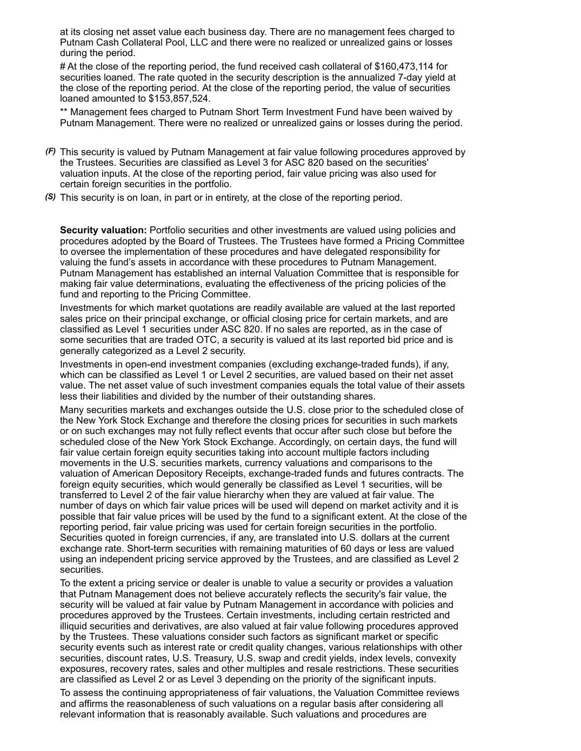at its closing net asset value each business day. There are no management fees charged to Putnam Cash Collateral Pool, LLC and there were no realized or unrealized gains or losses during the period.

# At the close of the reporting period, the fund received cash collateral of $160,473,114 for securities loaned. The rate quoted in the security description is the annualized 7-day yield at the close of the reporting period. At the close of the reporting period, the value of securities loaned amounted to $153,857,524.

** Management fees charged to Putnam Short Term Investment Fund have been waived by Putnam Management. There were no realized or unrealized gains or losses during the period.

*(F)* This security is valued by Putnam Management at fair value following procedures approved by the Trustees. Securities are classified as Level 3 for ASC 820 based on the securities' valuation inputs. At the close of the reporting period, fair value pricing was also used for certain foreign securities in the portfolio.

*(S)* This security is on loan, in part or in entirety, at the close of the reporting period.

**Security valuation:** Portfolio securities and other investments are valued using policies and procedures adopted by the Board of Trustees. The Trustees have formed a Pricing Committee to oversee the implementation of these procedures and have delegated responsibility for valuing the fund's assets in accordance with these procedures to Putnam Management. Putnam Management has established an internal Valuation Committee that is responsible for making fair value determinations, evaluating the effectiveness of the pricing policies of the fund and reporting to the Pricing Committee.

Investments for which market quotations are readily available are valued at the last reported sales price on their principal exchange, or official closing price for certain markets, and are classified as Level 1 securities under ASC 820. If no sales are reported, as in the case of some securities that are traded OTC, a security is valued at its last reported bid price and is generally categorized as a Level 2 security.

Investments in open-end investment companies (excluding exchange-traded funds), if any, which can be classified as Level 1 or Level 2 securities, are valued based on their net asset value. The net asset value of such investment companies equals the total value of their assets less their liabilities and divided by the number of their outstanding shares.

Many securities markets and exchanges outside the U.S. close prior to the scheduled close of the New York Stock Exchange and therefore the closing prices for securities in such markets or on such exchanges may not fully reflect events that occur after such close but before the scheduled close of the New York Stock Exchange. Accordingly, on certain days, the fund will fair value certain foreign equity securities taking into account multiple factors including movements in the U.S. securities markets, currency valuations and comparisons to the valuation of American Depository Receipts, exchange-traded funds and futures contracts. The foreign equity securities, which would generally be classified as Level 1 securities, will be transferred to Level 2 of the fair value hierarchy when they are valued at fair value. The number of days on which fair value prices will be used will depend on market activity and it is possible that fair value prices will be used by the fund to a significant extent. At the close of the reporting period, fair value pricing was used for certain foreign securities in the portfolio. Securities quoted in foreign currencies, if any, are translated into U.S. dollars at the current exchange rate. Short-term securities with remaining maturities of 60 days or less are valued using an independent pricing service approved by the Trustees, and are classified as Level 2 securities.

To the extent a pricing service or dealer is unable to value a security or provides a valuation that Putnam Management does not believe accurately reflects the security's fair value, the security will be valued at fair value by Putnam Management in accordance with policies and procedures approved by the Trustees. Certain investments, including certain restricted and illiquid securities and derivatives, are also valued at fair value following procedures approved by the Trustees. These valuations consider such factors as significant market or specific security events such as interest rate or credit quality changes, various relationships with other securities, discount rates, U.S. Treasury, U.S. swap and credit yields, index levels, convexity exposures, recovery rates, sales and other multiples and resale restrictions. These securities are classified as Level 2 or as Level 3 depending on the priority of the significant inputs.

To assess the continuing appropriateness of fair valuations, the Valuation Committee reviews and affirms the reasonableness of such valuations on a regular basis after considering all relevant information that is reasonably available. Such valuations and procedures are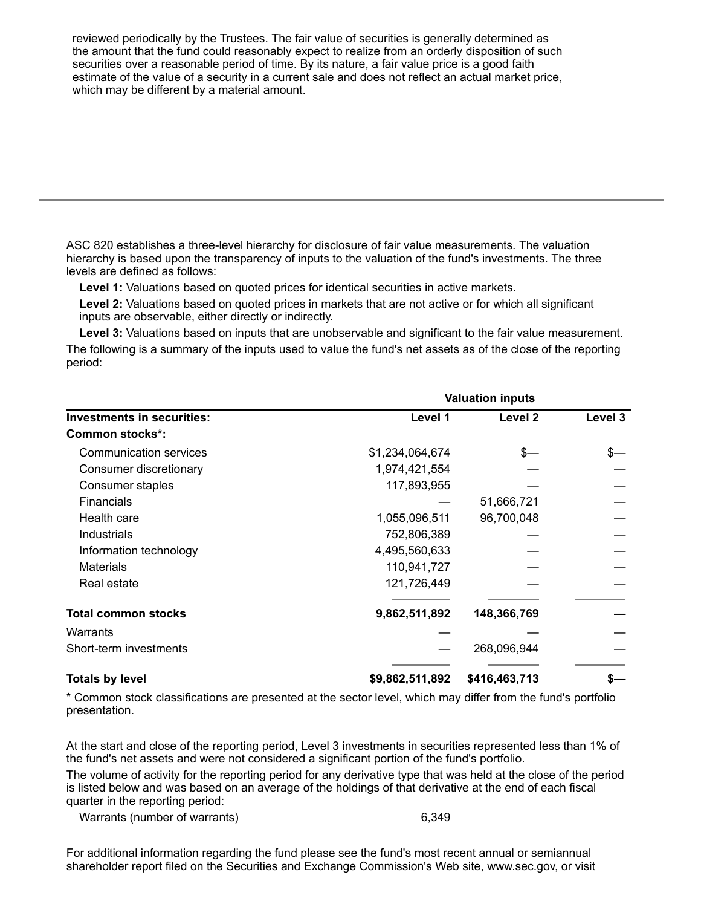reviewed periodically by the Trustees. The fair value of securities is generally determined as the amount that the fund could reasonably expect to realize from an orderly disposition of such securities over a reasonable period of time. By its nature, a fair value price is a good faith estimate of the value of a security in a current sale and does not reflect an actual market price, which may be different by a material amount.

---

ASC 820 establishes a three-level hierarchy for disclosure of fair value measurements. The valuation hierarchy is based upon the transparency of inputs to the valuation of the fund's investments. The three levels are defined as follows:

**Level 1:** Valuations based on quoted prices for identical securities in active markets.

**Level 2:** Valuations based on quoted prices in markets that are not active or for which all significant inputs are observable, either directly or indirectly.

**Level 3:** Valuations based on inputs that are unobservable and significant to the fair value measurement.

The following is a summary of the inputs used to value the fund's net assets as of the close of the reporting period:

| | Valuation inputs | | |
|---|---|---|---|
| **Investments in securities:** | **Level 1** | **Level 2** | **Level 3** |
| **Common stocks*:** | | | |
| Communication services | $1,234,064,674 | $— | $— |
| Consumer discretionary | 1,974,421,554 | — | — |
| Consumer staples | 117,893,955 | — | — |
| Financials | — | 51,666,721 | — |
| Health care | 1,055,096,511 | 96,700,048 | — |
| Industrials | 752,806,389 | — | — |
| Information technology | 4,495,560,633 | — | — |
| Materials | 110,941,727 | — | — |
| Real estate | 121,726,449 | — | — |
| **Total common stocks** | **9,862,511,892** | **148,366,769** | **—** |
| Warrants | — | — | — |
| Short-term investments | — | 268,096,944 | — |
| **Totals by level** | **$9,862,511,892** | **$416,463,713** | **$—** |

\* Common stock classifications are presented at the sector level, which may differ from the fund's portfolio presentation.

At the start and close of the reporting period, Level 3 investments in securities represented less than 1% of the fund's net assets and were not considered a significant portion of the fund's portfolio.

The volume of activity for the reporting period for any derivative type that was held at the close of the period is listed below and was based on an average of the holdings of that derivative at the end of each fiscal quarter in the reporting period:

| | |
|---|---|
| Warrants (number of warrants) | 6,349 |

For additional information regarding the fund please see the fund's most recent annual or semiannual shareholder report filed on the Securities and Exchange Commission's Web site, www.sec.gov, or visit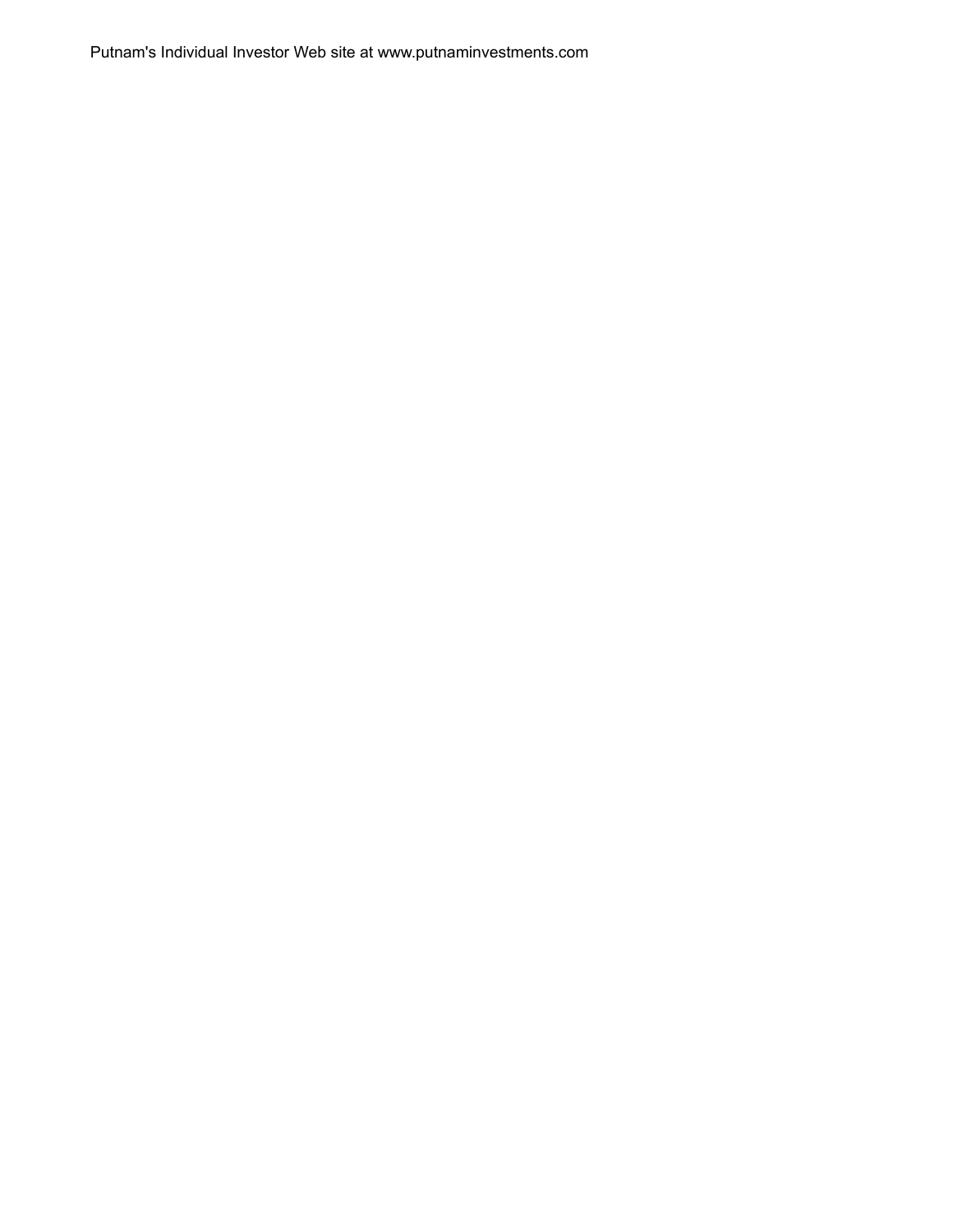Putnam's Individual Investor Web site at www.putnaminvestments.com